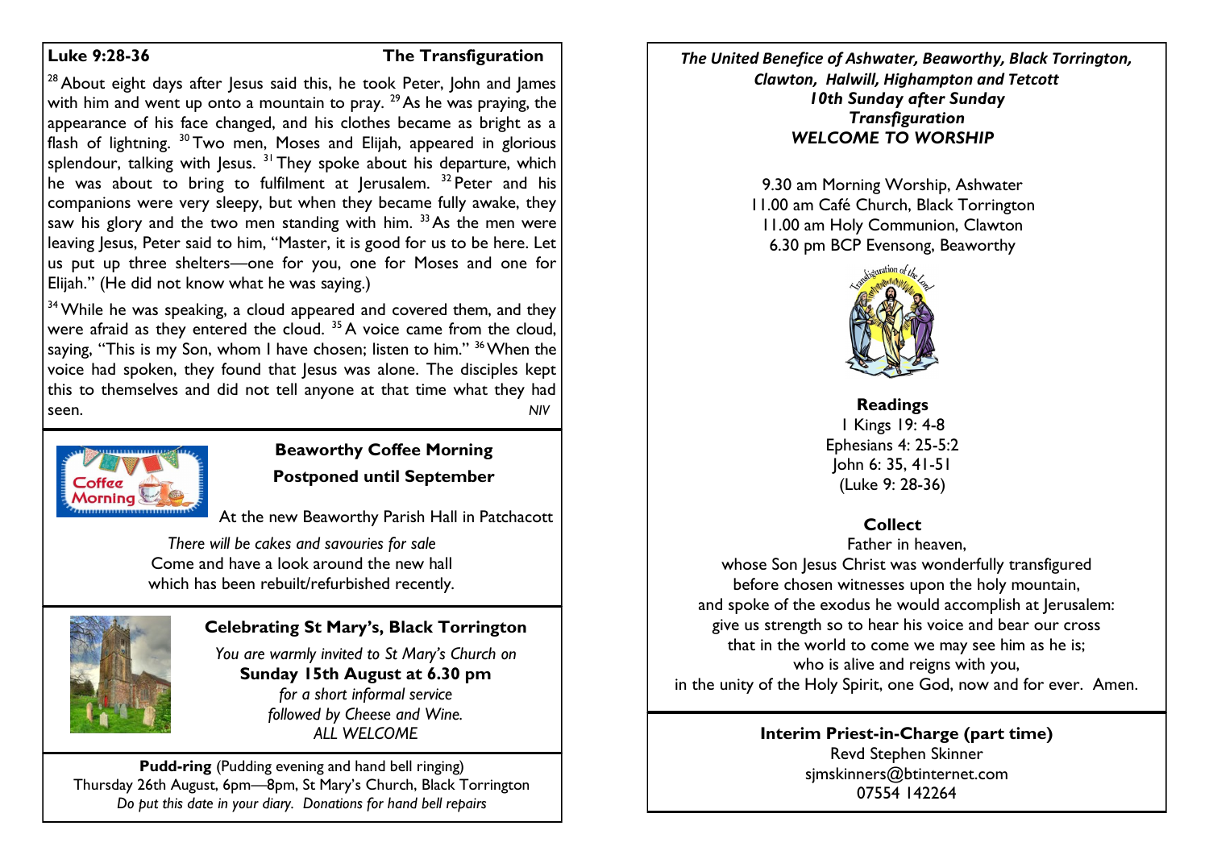## Luke 9:28-36 — The Transfiguration

[28] About eight days after Jesus said this, he took Peter, John and James with him and went up onto a mountain to pray. [29] As he was praying, the appearance of his face changed, and his clothes became as bright as a flash of lightning. [30] Two men, Moses and Elijah, appeared in glorious splendour, talking with Jesus. [31] They spoke about his departure, which he was about to bring to fulfilment at Jerusalem. [32] Peter and his companions were very sleepy, but when they became fully awake, they saw his glory and the two men standing with him. [33] As the men were leaving Jesus, Peter said to him, "Master, it is good for us to be here. Let us put up three shelters—one for you, one for Moses and one for Elijah." (He did not know what he was saying.)

[34] While he was speaking, a cloud appeared and covered them, and they were afraid as they entered the cloud. [35] A voice came from the cloud, saying, "This is my Son, whom I have chosen; listen to him." [36] When the voice had spoken, they found that Jesus was alone. The disciples kept this to themselves and did not tell anyone at that time what they had seen. *NIV*

---

### Beaworthy Coffee Morning
### Postponed until September

At the new Beaworthy Parish Hall in Patchacott

*There will be cakes and savouries for sale*
Come and have a look around the new hall which has been rebuilt/refurbished recently.

---

### Celebrating St Mary's, Black Torrington

*You are warmly invited to St Mary's Church on*
**Sunday 15th August at 6.30 pm**
*for a short informal service followed by Cheese and Wine.*
*ALL WELCOME*

---

**Pudd-ring** (Pudding evening and hand bell ringing)
Thursday 26th August, 6pm—8pm, St Mary's Church, Black Torrington
*Do put this date in your diary. Donations for hand bell repairs*

---

***The United Benefice of Ashwater, Beaworthy, Black Torrington, Clawton, Halwill, Highampton and Tetcott***
***10th Sunday after Sunday Transfiguration***
***WELCOME TO WORSHIP***

9.30 am Morning Worship, Ashwater
11.00 am Café Church, Black Torrington
11.00 am Holy Communion, Clawton
6.30 pm BCP Evensong, Beaworthy

### Readings

1 Kings 19: 4-8
Ephesians 4: 25-5:2
John 6: 35, 41-51
(Luke 9: 28-36)

### Collect

Father in heaven,
whose Son Jesus Christ was wonderfully transfigured
before chosen witnesses upon the holy mountain,
and spoke of the exodus he would accomplish at Jerusalem:
give us strength so to hear his voice and bear our cross
that in the world to come we may see him as he is;
who is alive and reigns with you,
in the unity of the Holy Spirit, one God, now and for ever. Amen.

---

**Interim Priest-in-Charge (part time)**
Revd Stephen Skinner
sjmskinners@btinternet.com
07554 142264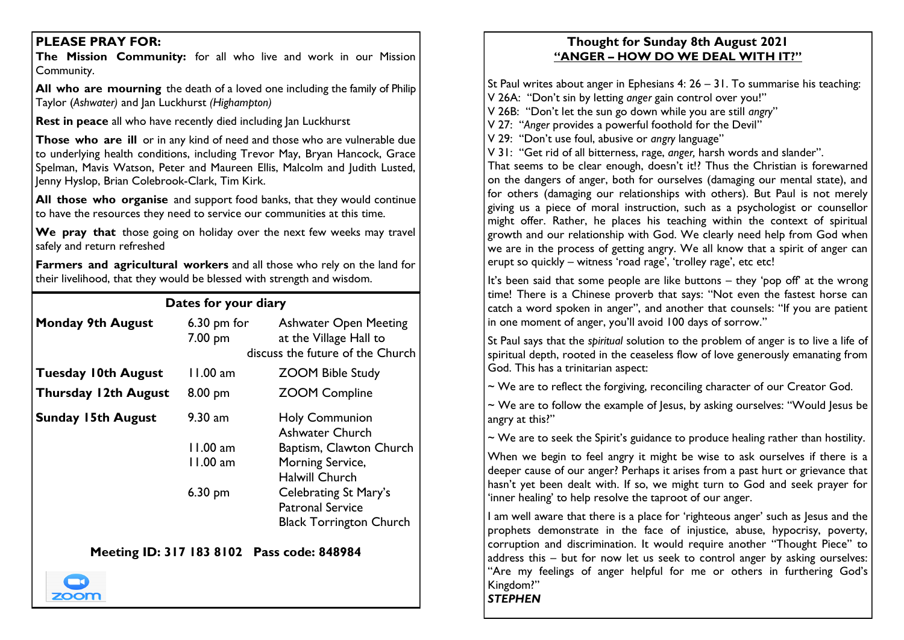## PLEASE PRAY FOR:

**The Mission Community:** for all who live and work in our Mission Community.

**All who are mourning** the death of a loved one including the family of Philip Taylor (*Ashwater)* and Jan Luckhurst *(Highampton)*

**Rest in peace** all who have recently died including Jan Luckhurst

**Those who are ill** or in any kind of need and those who are vulnerable due to underlying health conditions, including Trevor May, Bryan Hancock, Grace Spelman, Mavis Watson, Peter and Maureen Ellis, Malcolm and Judith Lusted, Jenny Hyslop, Brian Colebrook-Clark, Tim Kirk.

**All those who organise** and support food banks, that they would continue to have the resources they need to service our communities at this time.

**We pray that** those going on holiday over the next few weeks may travel safely and return refreshed

**Farmers and agricultural workers** and all those who rely on the land for their livelihood, that they would be blessed with strength and wisdom.

## Dates for your diary

| | | |
|---|---|---|
| **Monday 9th August** | 6.30 pm for 7.00 pm | Ashwater Open Meeting at the Village Hall to discuss the future of the Church |
| **Tuesday 10th August** | 11.00 am | ZOOM Bible Study |
| **Thursday 12th August** | 8.00 pm | ZOOM Compline |
| **Sunday 15th August** | 9.30 am | Holy Communion Ashwater Church |
| | 11.00 am | Baptism, Clawton Church |
| | 11.00 am | Morning Service, Halwill Church |
| | 6.30 pm | Celebrating St Mary's Patronal Service Black Torrington Church |

**Meeting ID: 317 183 8102 Pass code: 848984**

zoom

## Thought for Sunday 8th August 2021
## "ANGER – HOW DO WE DEAL WITH IT?"

St Paul writes about anger in Ephesians 4: 26 – 31. To summarise his teaching:
V 26A: "Don't sin by letting *anger* gain control over you!"
V 26B: "Don't let the sun go down while you are still *angry*"
V 27: "*Anger* provides a powerful foothold for the Devil"
V 29: "Don't use foul, abusive or *angry* language"
V 31: "Get rid of all bitterness, rage, *anger,* harsh words and slander".
That seems to be clear enough, doesn't it!? Thus the Christian is forewarned on the dangers of anger, both for ourselves (damaging our mental state), and for others (damaging our relationships with others). But Paul is not merely giving us a piece of moral instruction, such as a psychologist or counsellor might offer. Rather, he places his teaching within the context of spiritual growth and our relationship with God. We clearly need help from God when we are in the process of getting angry. We all know that a spirit of anger can erupt so quickly – witness 'road rage', 'trolley rage', etc etc!

It's been said that some people are like buttons – they 'pop off' at the wrong time! There is a Chinese proverb that says: "Not even the fastest horse can catch a word spoken in anger", and another that counsels: "If you are patient in one moment of anger, you'll avoid 100 days of sorrow."

St Paul says that the *spiritual* solution to the problem of anger is to live a life of spiritual depth, rooted in the ceaseless flow of love generously emanating from God. This has a trinitarian aspect:

~ We are to reflect the forgiving, reconciling character of our Creator God.

~ We are to follow the example of Jesus, by asking ourselves: "Would Jesus be angry at this?"

~ We are to seek the Spirit's guidance to produce healing rather than hostility.

When we begin to feel angry it might be wise to ask ourselves if there is a deeper cause of our anger? Perhaps it arises from a past hurt or grievance that hasn't yet been dealt with. If so, we might turn to God and seek prayer for 'inner healing' to help resolve the taproot of our anger.

I am well aware that there is a place for 'righteous anger' such as Jesus and the prophets demonstrate in the face of injustice, abuse, hypocrisy, poverty, corruption and discrimination. It would require another "Thought Piece" to address this – but for now let us seek to control anger by asking ourselves: "Are my feelings of anger helpful for me or others in furthering God's Kingdom?"
***STEPHEN***